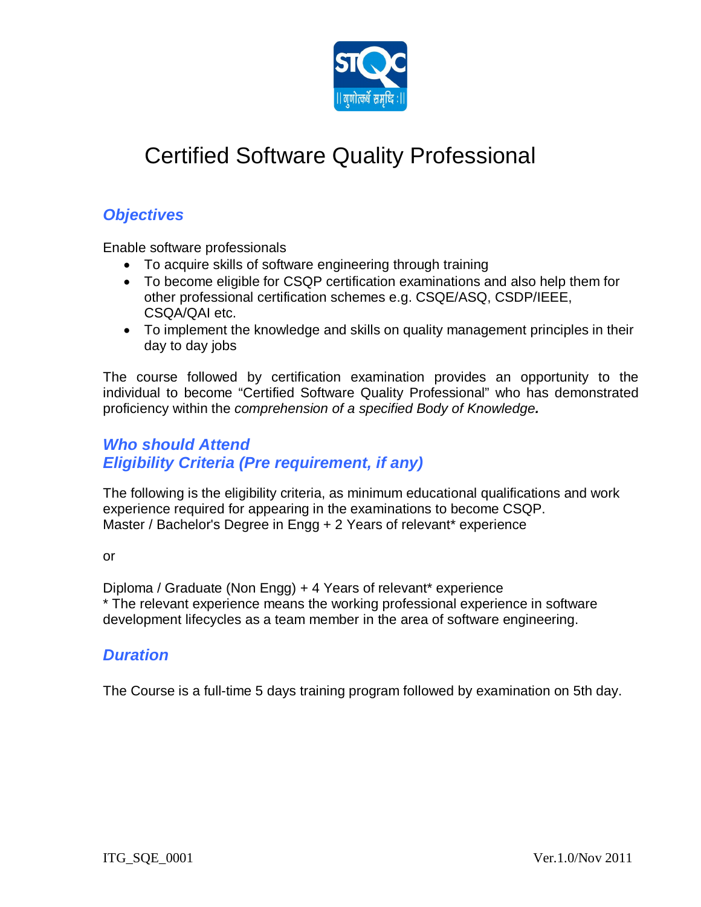# Certified Software Quality Professional

## *Objectives*

Enable software professionals

- To acquire skills of software engineering through training
- To become eligible for CSQP certification examinations and also help them for other professional certification schemes e.g. CSQE/ASQ, CSDP/IEEE, CSQA/QAI etc.
- To implement the knowledge and skills on quality management principles in their day to day jobs

The course followed by certification examination provides an opportunity to the individual to become "Certified Software Quality Professional" who has demonstrated proficiency within the *comprehension of a specified Body of Knowledge.*

## *Who should Attend*
## *Eligibility Criteria (Pre requirement, if any)*

The following is the eligibility criteria, as minimum educational qualifications and work experience required for appearing in the examinations to become CSQP.
Master / Bachelor's Degree in Engg + 2 Years of relevant* experience

or

Diploma / Graduate (Non Engg) + 4 Years of relevant* experience
* The relevant experience means the working professional experience in software development lifecycles as a team member in the area of software engineering.

## *Duration*

The Course is a full-time 5 days training program followed by examination on 5th day.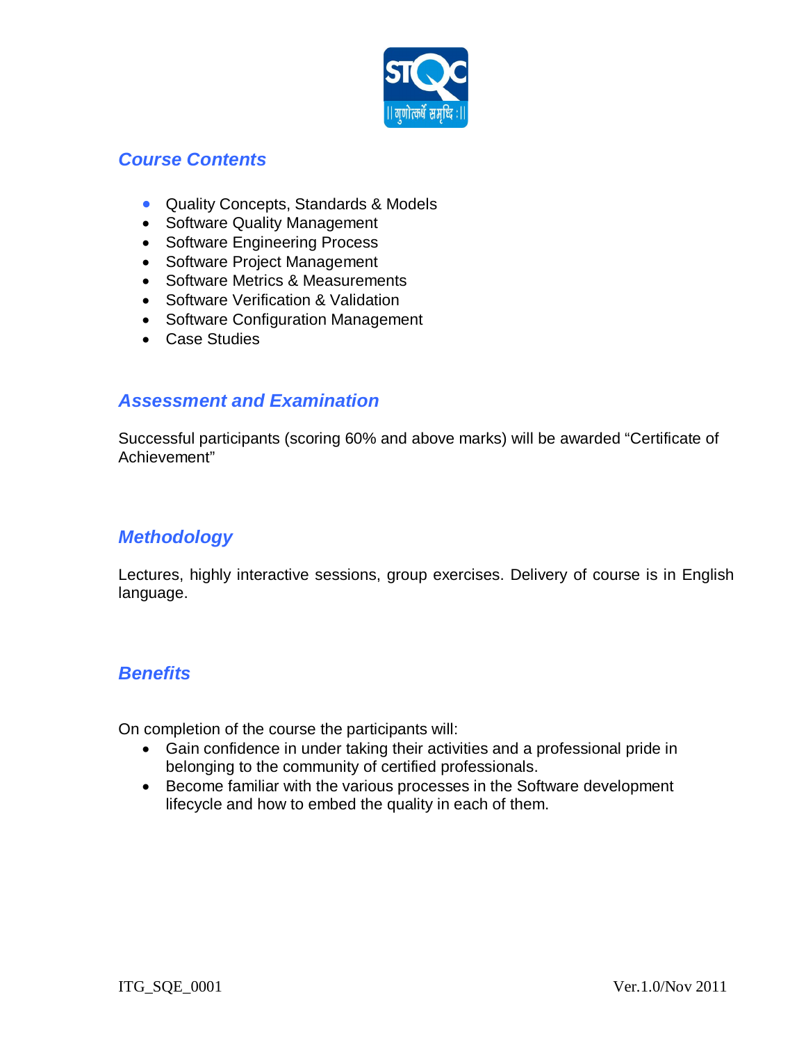## *Course Contents*

- Quality Concepts, Standards & Models
- Software Quality Management
- Software Engineering Process
- Software Project Management
- Software Metrics & Measurements
- Software Verification & Validation
- Software Configuration Management
- Case Studies

## *Assessment and Examination*

Successful participants (scoring 60% and above marks) will be awarded "Certificate of Achievement"

## *Methodology*

Lectures, highly interactive sessions, group exercises. Delivery of course is in English language.

## *Benefits*

On completion of the course the participants will:

- Gain confidence in under taking their activities and a professional pride in belonging to the community of certified professionals.
- Become familiar with the various processes in the Software development lifecycle and how to embed the quality in each of them.